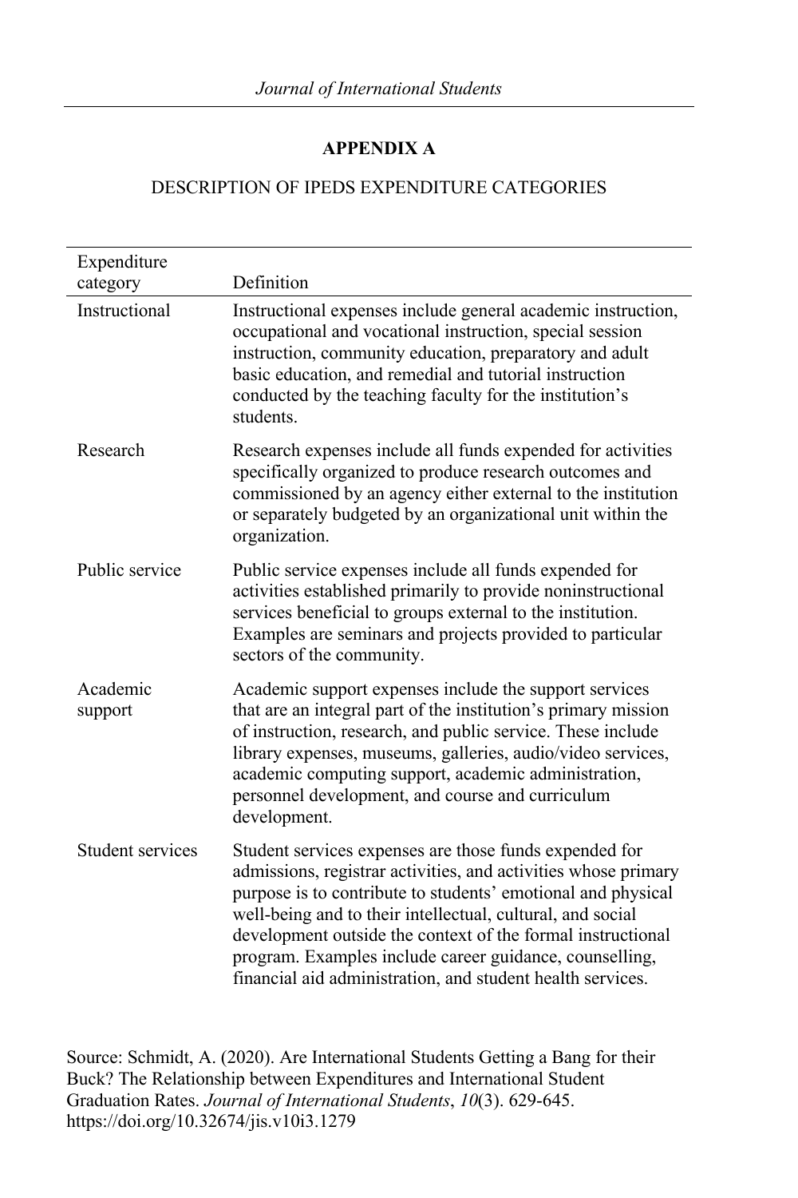# APPENDIX A

DESCRIPTION OF IPEDS EXPENDITURE CATEGORIES

| Expenditure category | Definition |
|---|---|
| Instructional | Instructional expenses include general academic instruction, occupational and vocational instruction, special session instruction, community education, preparatory and adult basic education, and remedial and tutorial instruction conducted by the teaching faculty for the institution's students. |
| Research | Research expenses include all funds expended for activities specifically organized to produce research outcomes and commissioned by an agency either external to the institution or separately budgeted by an organizational unit within the organization. |
| Public service | Public service expenses include all funds expended for activities established primarily to provide noninstructional services beneficial to groups external to the institution. Examples are seminars and projects provided to particular sectors of the community. |
| Academic support | Academic support expenses include the support services that are an integral part of the institution's primary mission of instruction, research, and public service. These include library expenses, museums, galleries, audio/video services, academic computing support, academic administration, personnel development, and course and curriculum development. |
| Student services | Student services expenses are those funds expended for admissions, registrar activities, and activities whose primary purpose is to contribute to students' emotional and physical well-being and to their intellectual, cultural, and social development outside the context of the formal instructional program. Examples include career guidance, counselling, financial aid administration, and student health services. |

Source: Schmidt, A. (2020). Are International Students Getting a Bang for their Buck? The Relationship between Expenditures and International Student Graduation Rates. *Journal of International Students*, *10*(3). 629-645. https://doi.org/10.32674/jis.v10i3.1279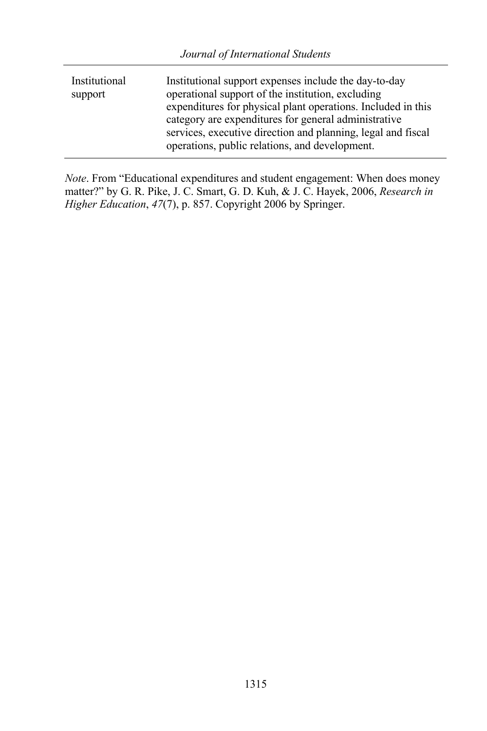| | |
|---|---|
| Institutional support | Institutional support expenses include the day-to-day operational support of the institution, excluding expenditures for physical plant operations. Included in this category are expenditures for general administrative services, executive direction and planning, legal and fiscal operations, public relations, and development. |

*Note*. From "Educational expenditures and student engagement: When does money matter?" by G. R. Pike, J. C. Smart, G. D. Kuh, & J. C. Hayek, 2006, *Research in Higher Education*, *47*(7), p. 857. Copyright 2006 by Springer.